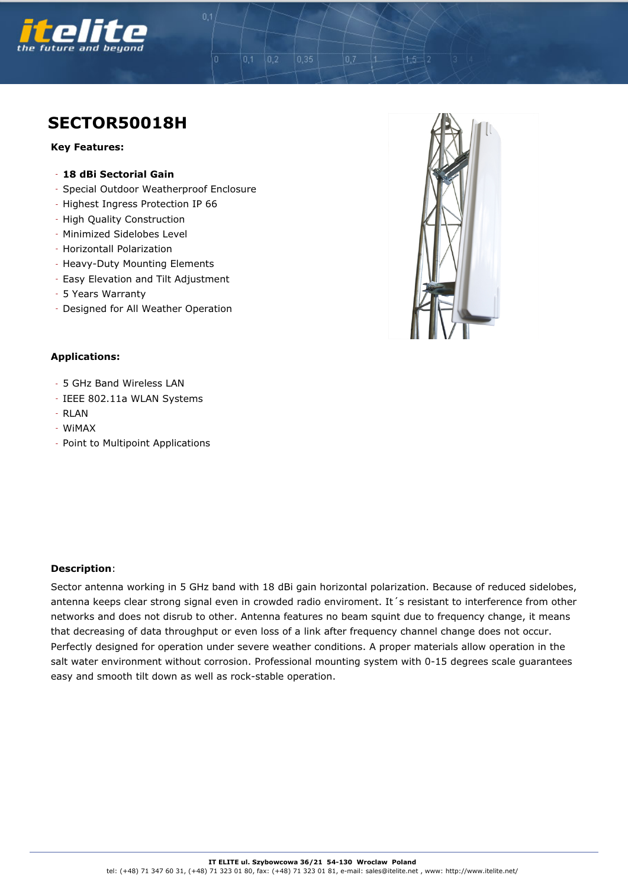# SECTOR50018H

**Key Features:**

- **18 dBi Sectorial Gain**
- Special Outdoor Weatherproof Enclosure
- Highest Ingress Protection IP 66
- High Quality Construction
- Minimized Sidelobes Level
- Horizontall Polarization
- Heavy-Duty Mounting Elements
- Easy Elevation and Tilt Adjustment
- 5 Years Warranty
- Designed for All Weather Operation

**Applications:**

- 5 GHz Band Wireless LAN
- IEEE 802.11a WLAN Systems
- RLAN
- WiMAX
- Point to Multipoint Applications

**Description**:

Sector antenna working in 5 GHz band with 18 dBi gain horizontal polarization. Because of reduced sidelobes, antenna keeps clear strong signal even in crowded radio enviroment. It´s resistant to interference from other networks and does not disrub to other. Antenna features no beam squint due to frequency change, it means that decreasing of data throughput or even loss of a link after frequency channel change does not occur. Perfectly designed for operation under severe weather conditions. A proper materials allow operation in the salt water environment without corrosion. Professional mounting system with 0-15 degrees scale guarantees easy and smooth tilt down as well as rock-stable operation.

**IT ELITE ul. Szybowcowa 36/21 54-130 Wroclaw Poland**
tel: (+48) 71 347 60 31, (+48) 71 323 01 80, fax: (+48) 71 323 01 81, e-mail: sales@itelite.net , www: http://www.itelite.net/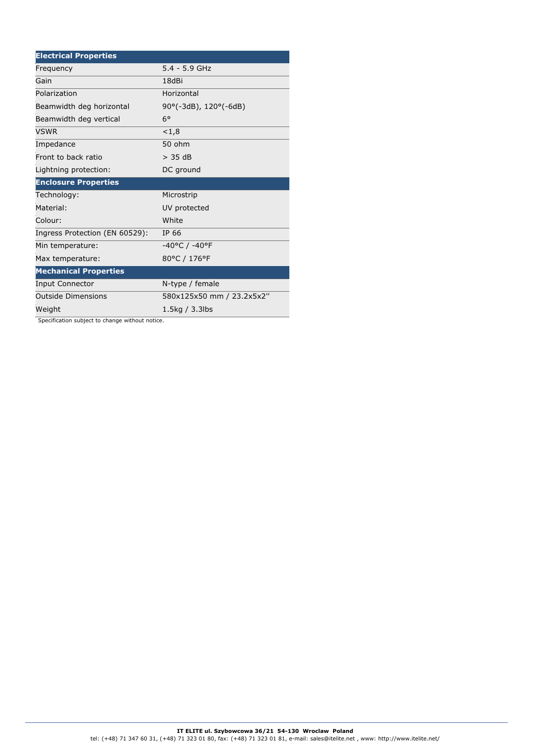| Electrical Properties | |
|---|---|
| Frequency | 5.4 - 5.9 GHz |
| Gain | 18dBi |
| Polarization | Horizontal |
| Beamwidth deg horizontal | 90°(-3dB), 120°(-6dB) |
| Beamwidth deg vertical | 6° |
| VSWR | <1,8 |
| Impedance | 50 ohm |
| Front to back ratio | > 35 dB |
| Lightning protection: | DC ground |
| **Enclosure Properties** | |
| Technology: | Microstrip |
| Material: | UV protected |
| Colour: | White |
| Ingress Protection (EN 60529): | IP 66 |
| Min temperature: | -40°C / -40°F |
| Max temperature: | 80°C / 176°F |
| **Mechanical Properties** | |
| Input Connector | N-type / female |
| Outside Dimensions | 580x125x50 mm / 23.2x5x2'' |
| Weight | 1.5kg / 3.3lbs |

Specification subject to change without notice.

**IT ELITE ul. Szybowcowa 36/21 54-130 Wroclaw Poland**
tel: (+48) 71 347 60 31, (+48) 71 323 01 80, fax: (+48) 71 323 01 81, e-mail: sales@itelite.net , www: http://www.itelite.net/